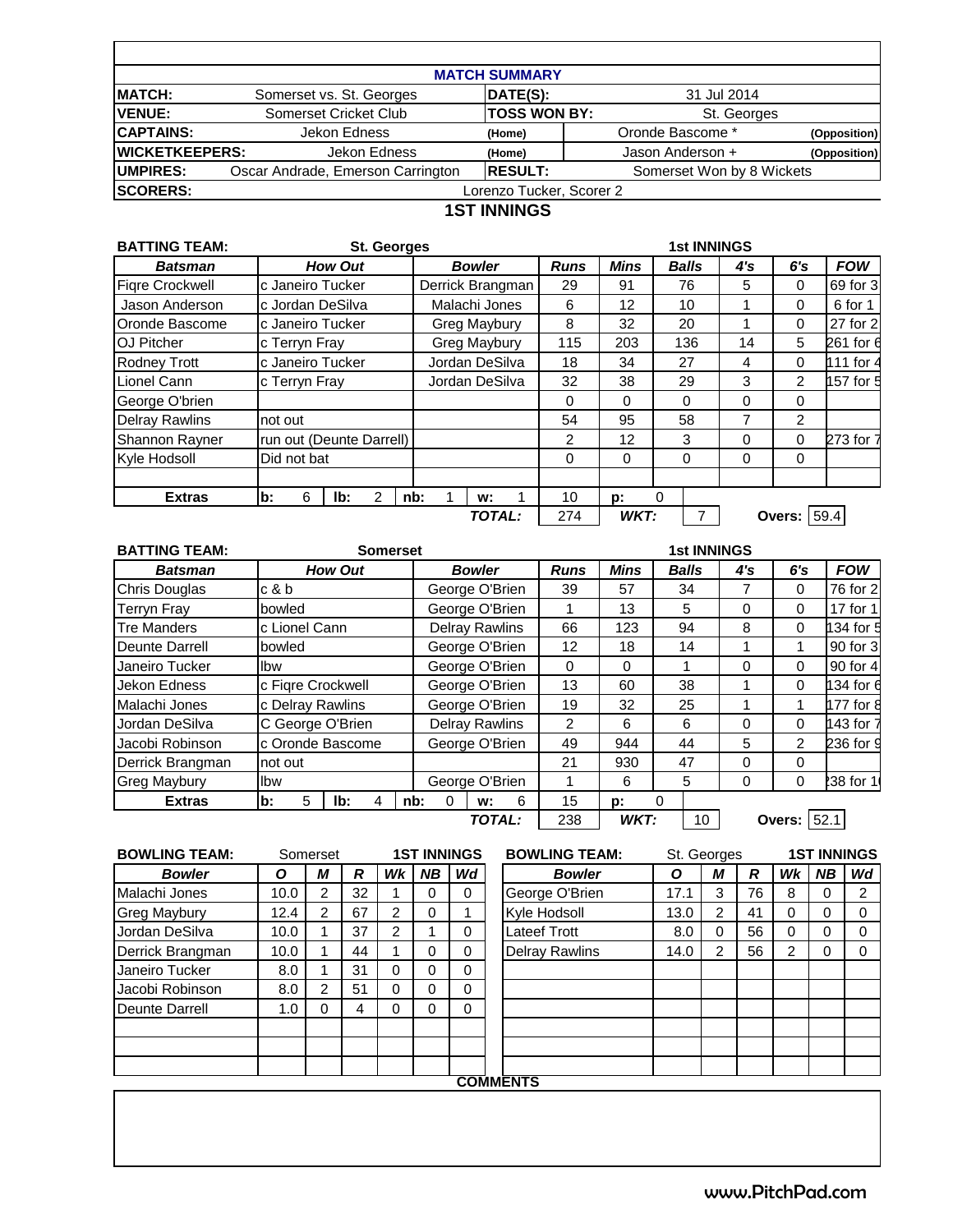## MATCH SUMMARY

| | | | | |
|---|---|---|---|---|
| **MATCH:** | Somerset vs. St. Georges | **DATE(S):** | 31 Jul 2014 | |
| **VENUE:** | Somerset Cricket Club | **TOSS WON BY:** | St. Georges | |
| **CAPTAINS:** | Jekon Edness | **(Home)** | Oronde Bascome * | **(Opposition)** |
| **WICKETKEEPERS:** | Jekon Edness | **(Home)** | Jason Anderson + | **(Opposition)** |
| **UMPIRES:** | Oscar Andrade, Emerson Carrington | **RESULT:** | Somerset Won by 8 Wickets | |
| **SCORERS:** | Lorenzo Tucker, Scorer 2 | | | |

## 1ST INNINGS

**BATTING TEAM:** St. Georges — **1st INNINGS**

| Batsman | How Out | Bowler | Runs | Mins | Balls | 4's | 6's | FOW |
|---|---|---|---|---|---|---|---|---|
| Fiqre Crockwell | c Janeiro Tucker | Derrick Brangman | 29 | 91 | 76 | 5 | 0 | 69 for 3 |
| Jason Anderson | c Jordan DeSilva | Malachi Jones | 6 | 12 | 10 | 1 | 0 | 6 for 1 |
| Oronde Bascome | c Janeiro Tucker | Greg Maybury | 8 | 32 | 20 | 1 | 0 | 27 for 2 |
| OJ Pitcher | c Terryn Fray | Greg Maybury | 115 | 203 | 136 | 14 | 5 | 261 for 6 |
| Rodney Trott | c Janeiro Tucker | Jordan DeSilva | 18 | 34 | 27 | 4 | 0 | 111 for 4 |
| Lionel Cann | c Terryn Fray | Jordan DeSilva | 32 | 38 | 29 | 3 | 2 | 157 for 5 |
| George O'brien | | | 0 | 0 | 0 | 0 | 0 | |
| Delray Rawlins | not out | | 54 | 95 | 58 | 7 | 2 | |
| Shannon Rayner | run out (Deunte Darrell) | | 2 | 12 | 3 | 0 | 0 | 273 for 7 |
| Kyle Hodsoll | Did not bat | | 0 | 0 | 0 | 0 | 0 | |
| | | | | | | | | |
| **Extras** | b: 6 lb: 2 | nb: 1 w: 1 | 10 | p: 0 | | | | |
| | | **TOTAL:** | 274 | **WKT:** | 7 | | **Overs:** | 59.4 |

**BATTING TEAM:** Somerset — **1st INNINGS**

| Batsman | How Out | Bowler | Runs | Mins | Balls | 4's | 6's | FOW |
|---|---|---|---|---|---|---|---|---|
| Chris Douglas | c & b | George O'Brien | 39 | 57 | 34 | 7 | 0 | 76 for 2 |
| Terryn Fray | bowled | George O'Brien | 1 | 13 | 5 | 0 | 0 | 17 for 1 |
| Tre Manders | c Lionel Cann | Delray Rawlins | 66 | 123 | 94 | 8 | 0 | 134 for 5 |
| Deunte Darrell | bowled | George O'Brien | 12 | 18 | 14 | 1 | 1 | 90 for 3 |
| Janeiro Tucker | lbw | George O'Brien | 0 | 0 | 1 | 0 | 0 | 90 for 4 |
| Jekon Edness | c Fiqre Crockwell | George O'Brien | 13 | 60 | 38 | 1 | 0 | 134 for 6 |
| Malachi Jones | c Delray Rawlins | George O'Brien | 19 | 32 | 25 | 1 | 1 | 177 for 8 |
| Jordan DeSilva | C George O'Brien | Delray Rawlins | 2 | 6 | 6 | 0 | 0 | 143 for 7 |
| Jacobi Robinson | c Oronde Bascome | George O'Brien | 49 | 944 | 44 | 5 | 2 | 236 for 9 |
| Derrick Brangman | not out | | 21 | 930 | 47 | 0 | 0 | |
| Greg Maybury | lbw | George O'Brien | 1 | 6 | 5 | 0 | 0 | 238 for 10 |
| **Extras** | b: 5 lb: 4 | nb: 0 w: 6 | 15 | p: 0 | | | | |
| | | **TOTAL:** | 238 | **WKT:** | 10 | | **Overs:** | 52.1 |

**BOWLING TEAM:** Somerset — **1ST INNINGS**

| Bowler | O | M | R | Wk | NB | Wd |
|---|---|---|---|---|---|---|
| Malachi Jones | 10.0 | 2 | 32 | 1 | 0 | 0 |
| Greg Maybury | 12.4 | 2 | 67 | 2 | 0 | 1 |
| Jordan DeSilva | 10.0 | 1 | 37 | 2 | 1 | 0 |
| Derrick Brangman | 10.0 | 1 | 44 | 1 | 0 | 0 |
| Janeiro Tucker | 8.0 | 1 | 31 | 0 | 0 | 0 |
| Jacobi Robinson | 8.0 | 2 | 51 | 0 | 0 | 0 |
| Deunte Darrell | 1.0 | 0 | 4 | 0 | 0 | 0 |

**BOWLING TEAM:** St. Georges — **1ST INNINGS**

| Bowler | O | M | R | Wk | NB | Wd |
|---|---|---|---|---|---|---|
| George O'Brien | 17.1 | 3 | 76 | 8 | 0 | 2 |
| Kyle Hodsoll | 13.0 | 2 | 41 | 0 | 0 | 0 |
| Lateef Trott | 8.0 | 0 | 56 | 0 | 0 | 0 |
| Delray Rawlins | 14.0 | 2 | 56 | 2 | 0 | 0 |

**COMMENTS**

www.PitchPad.com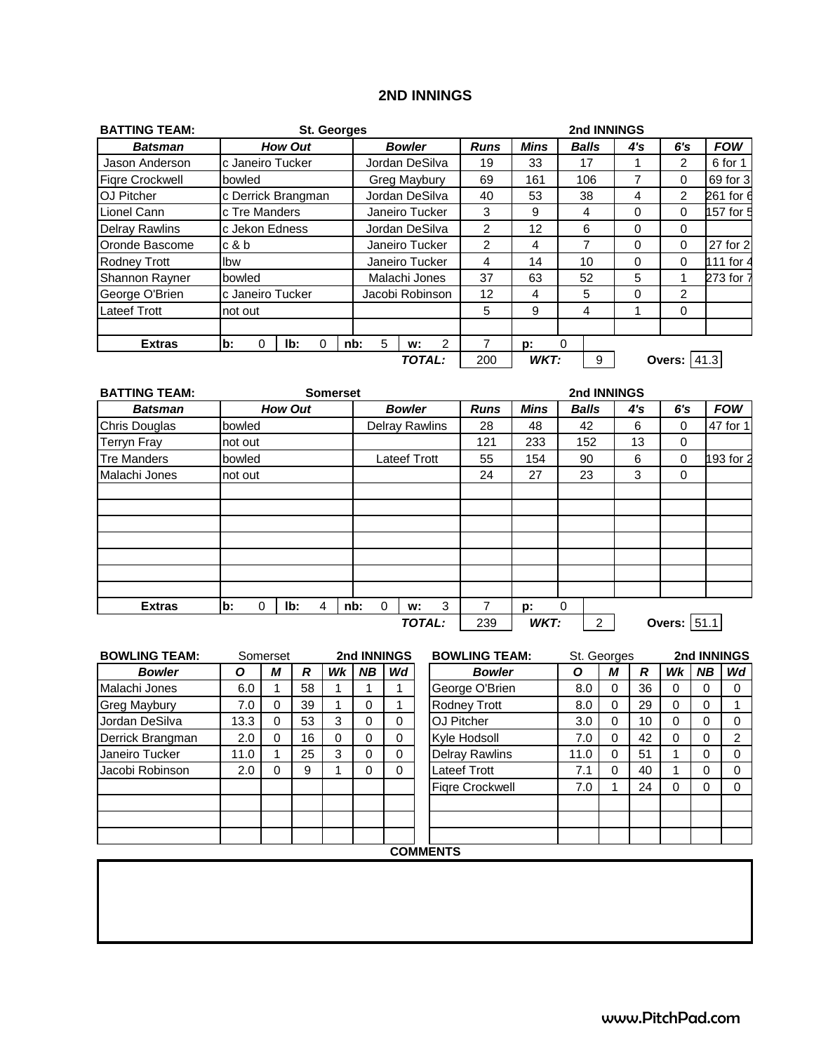## 2ND INNINGS

| BATTING TEAM: | St. Georges | | | | | 2nd INNINGS | | | |
|---|---|---|---|---|---|---|---|---|---|
| ***Batsman*** | ***How Out*** | ***Bowler*** | ***Runs*** | ***Mins*** | ***Balls*** | ***4's*** | ***6's*** | ***FOW*** |
| Jason Anderson | c Janeiro Tucker | Jordan DeSilva | 19 | 33 | 17 | 1 | 2 | 6 for 1 |
| Fiqre Crockwell | bowled | Greg Maybury | 69 | 161 | 106 | 7 | 0 | 69 for 3 |
| OJ Pitcher | c Derrick Brangman | Jordan DeSilva | 40 | 53 | 38 | 4 | 2 | 261 for 6 |
| Lionel Cann | c Tre Manders | Janeiro Tucker | 3 | 9 | 4 | 0 | 0 | 157 for 5 |
| Delray Rawlins | c Jekon Edness | Jordan DeSilva | 2 | 12 | 6 | 0 | 0 | |
| Oronde Bascome | c & b | Janeiro Tucker | 2 | 4 | 7 | 0 | 0 | 27 for 2 |
| Rodney Trott | lbw | Janeiro Tucker | 4 | 14 | 10 | 0 | 0 | 111 for 4 |
| Shannon Rayner | bowled | Malachi Jones | 37 | 63 | 52 | 5 | 1 | 273 for 7 |
| George O'Brien | c Janeiro Tucker | Jacobi Robinson | 12 | 4 | 5 | 0 | 2 | |
| Lateef Trott | not out | | 5 | 9 | 4 | 1 | 0 | |
| | | | | | | | | |
| **Extras** | **b:** 0 **lb:** 0 | **nb:** 5 **w:** 2 | 7 | **p:** 0 | | | | |
| | | ***TOTAL:*** | 200 | ***WKT:*** | 9 | | **Overs:** | 41.3 |

| BATTING TEAM: | Somerset | | | | | 2nd INNINGS | | | |
|---|---|---|---|---|---|---|---|---|---|
| ***Batsman*** | ***How Out*** | ***Bowler*** | ***Runs*** | ***Mins*** | ***Balls*** | ***4's*** | ***6's*** | ***FOW*** |
| Chris Douglas | bowled | Delray Rawlins | 28 | 48 | 42 | 6 | 0 | 47 for 1 |
| Terryn Fray | not out | | 121 | 233 | 152 | 13 | 0 | |
| Tre Manders | bowled | Lateef Trott | 55 | 154 | 90 | 6 | 0 | 193 for 2 |
| Malachi Jones | not out | | 24 | 27 | 23 | 3 | 0 | |
| | | | | | | | | |
| **Extras** | **b:** 0 **lb:** 4 | **nb:** 0 **w:** 3 | 7 | **p:** 0 | | | | |
| | | ***TOTAL:*** | 239 | ***WKT:*** | 2 | | **Overs:** | 51.1 |

| BOWLING TEAM: | Somerset | | 2nd INNINGS | | | |
|---|---|---|---|---|---|---|
| ***Bowler*** | ***O*** | ***M*** | ***R*** | ***Wk*** | ***NB*** | ***Wd*** |
| Malachi Jones | 6.0 | 1 | 58 | 1 | 1 | 1 |
| Greg Maybury | 7.0 | 0 | 39 | 1 | 0 | 1 |
| Jordan DeSilva | 13.3 | 0 | 53 | 3 | 0 | 0 |
| Derrick Brangman | 2.0 | 0 | 16 | 0 | 0 | 0 |
| Janeiro Tucker | 11.0 | 1 | 25 | 3 | 0 | 0 |
| Jacobi Robinson | 2.0 | 0 | 9 | 1 | 0 | 0 |

| BOWLING TEAM: | St. Georges | | 2nd INNINGS | | | |
|---|---|---|---|---|---|---|
| ***Bowler*** | ***O*** | ***M*** | ***R*** | ***Wk*** | ***NB*** | ***Wd*** |
| George O'Brien | 8.0 | 0 | 36 | 0 | 0 | 0 |
| Rodney Trott | 8.0 | 0 | 29 | 0 | 0 | 1 |
| OJ Pitcher | 3.0 | 0 | 10 | 0 | 0 | 0 |
| Kyle Hodsoll | 7.0 | 0 | 42 | 0 | 0 | 2 |
| Delray Rawlins | 11.0 | 0 | 51 | 1 | 0 | 0 |
| Lateef Trott | 7.1 | 0 | 40 | 1 | 0 | 0 |
| Fiqre Crockwell | 7.0 | 1 | 24 | 0 | 0 | 0 |

**COMMENTS**